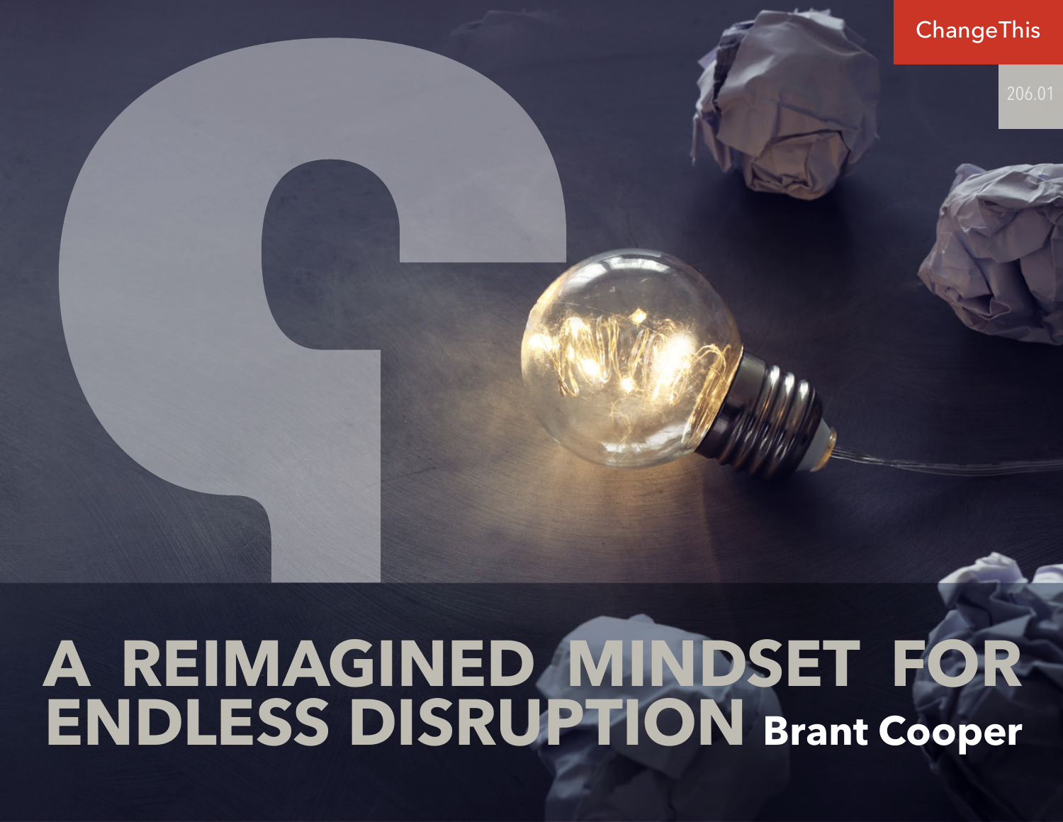ChangeThis

206.01

# A REIMAGINED MINDSET FOR ENDLESS DISRUPTION

**Brant Cooper**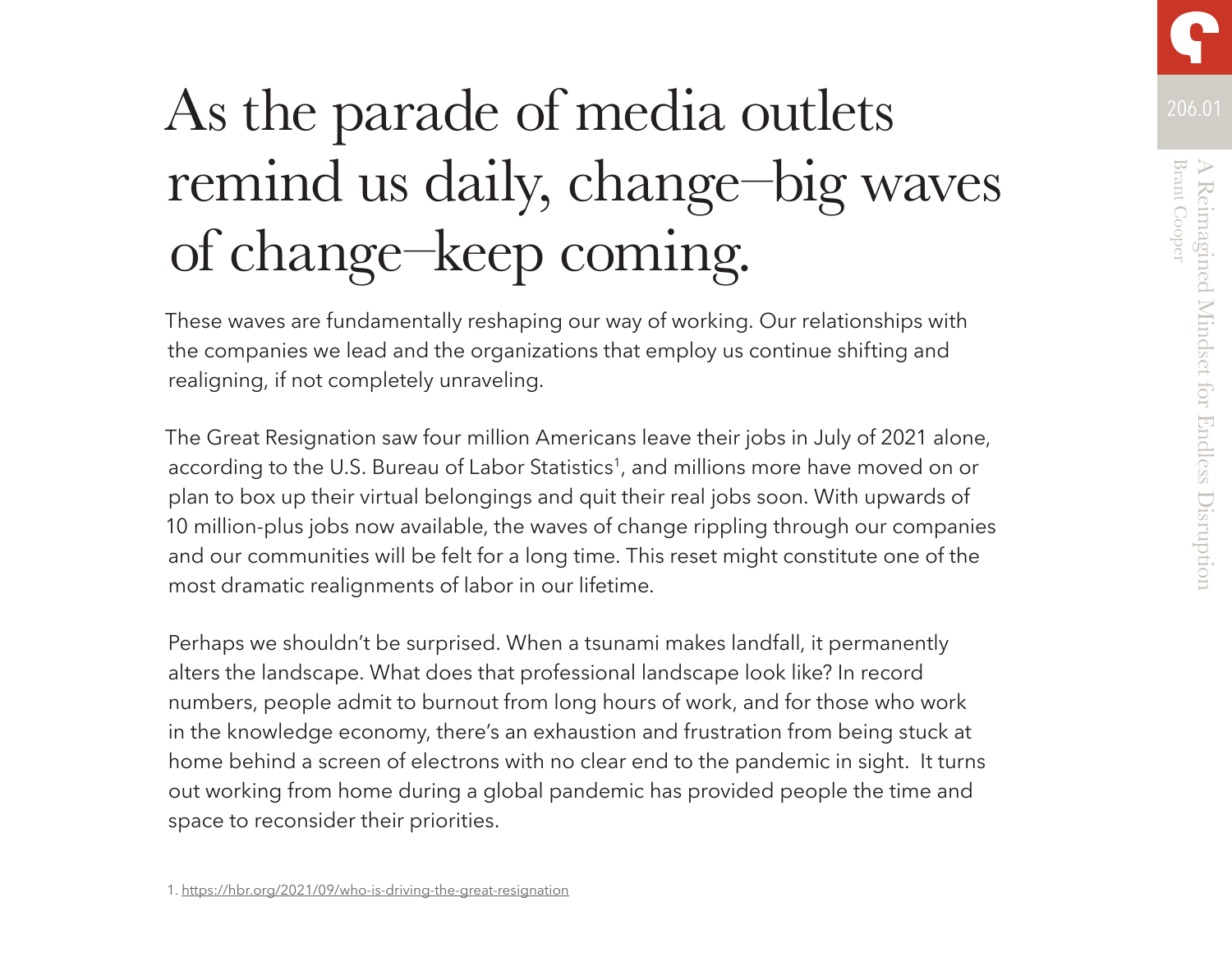# As the parade of media outlets remind us daily, change–big waves of change–keep coming.

These waves are fundamentally reshaping our way of working. Our relationships with the companies we lead and the organizations that employ us continue shifting and realigning, if not completely unraveling.

The Great Resignation saw four million Americans leave their jobs in July of 2021 alone, according to the U.S. Bureau of Labor Statistics[1], and millions more have moved on or plan to box up their virtual belongings and quit their real jobs soon. With upwards of 10 million-plus jobs now available, the waves of change rippling through our companies and our communities will be felt for a long time. This reset might constitute one of the most dramatic realignments of labor in our lifetime.

Perhaps we shouldn't be surprised. When a tsunami makes landfall, it permanently alters the landscape. What does that professional landscape look like? In record numbers, people admit to burnout from long hours of work, and for those who work in the knowledge economy, there's an exhaustion and frustration from being stuck at home behind a screen of electrons with no clear end to the pandemic in sight. It turns out working from home during a global pandemic has provided people the time and space to reconsider their priorities.

1. https://hbr.org/2021/09/who-is-driving-the-great-resignation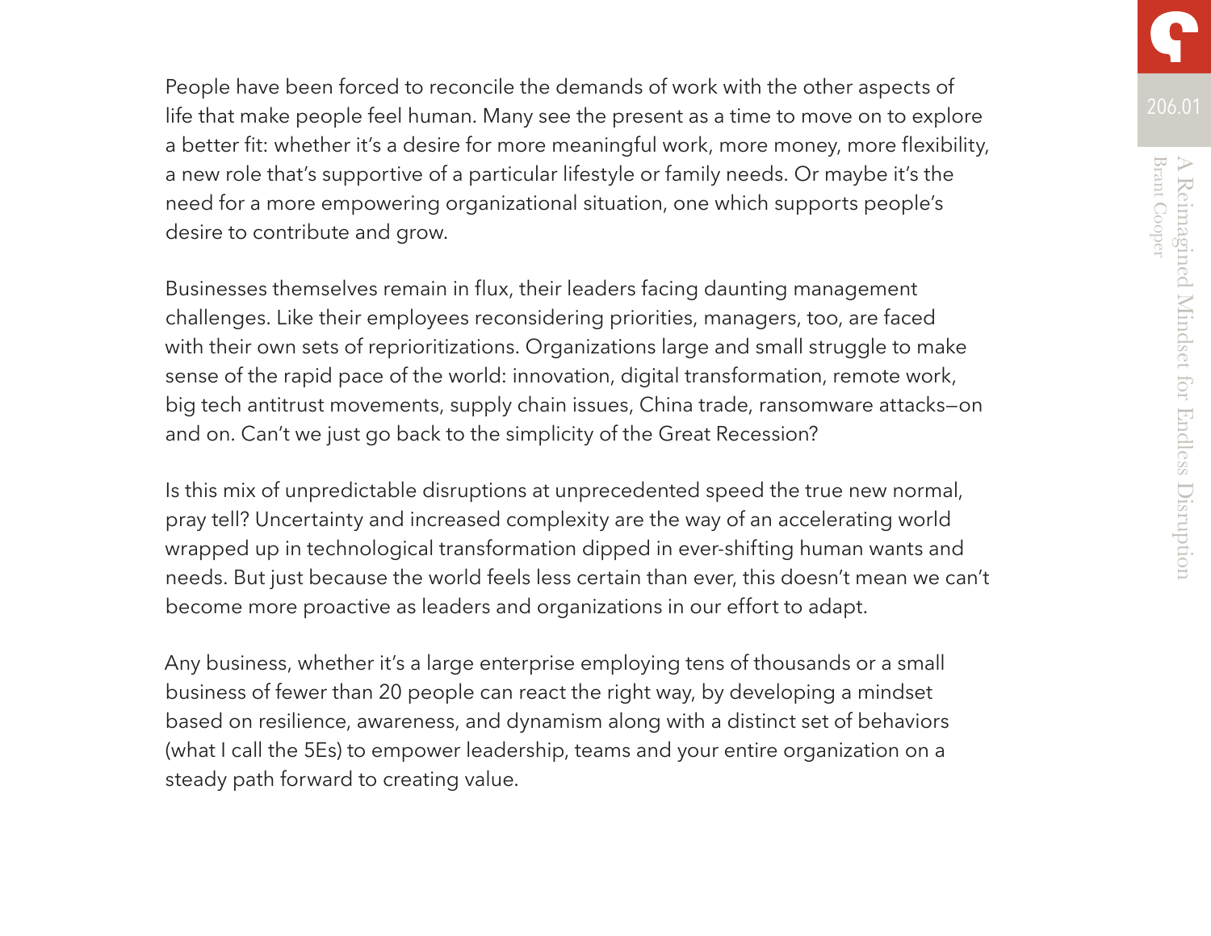People have been forced to reconcile the demands of work with the other aspects of life that make people feel human. Many see the present as a time to move on to explore a better fit: whether it's a desire for more meaningful work, more money, more flexibility, a new role that's supportive of a particular lifestyle or family needs. Or maybe it's the need for a more empowering organizational situation, one which supports people's desire to contribute and grow.

Businesses themselves remain in flux, their leaders facing daunting management challenges. Like their employees reconsidering priorities, managers, too, are faced with their own sets of reprioritizations. Organizations large and small struggle to make sense of the rapid pace of the world: innovation, digital transformation, remote work, big tech antitrust movements, supply chain issues, China trade, ransomware attacks—on and on. Can't we just go back to the simplicity of the Great Recession?

Is this mix of unpredictable disruptions at unprecedented speed the true new normal, pray tell? Uncertainty and increased complexity are the way of an accelerating world wrapped up in technological transformation dipped in ever-shifting human wants and needs. But just because the world feels less certain than ever, this doesn't mean we can't become more proactive as leaders and organizations in our effort to adapt.

Any business, whether it's a large enterprise employing tens of thousands or a small business of fewer than 20 people can react the right way, by developing a mindset based on resilience, awareness, and dynamism along with a distinct set of behaviors (what I call the 5Es) to empower leadership, teams and your entire organization on a steady path forward to creating value.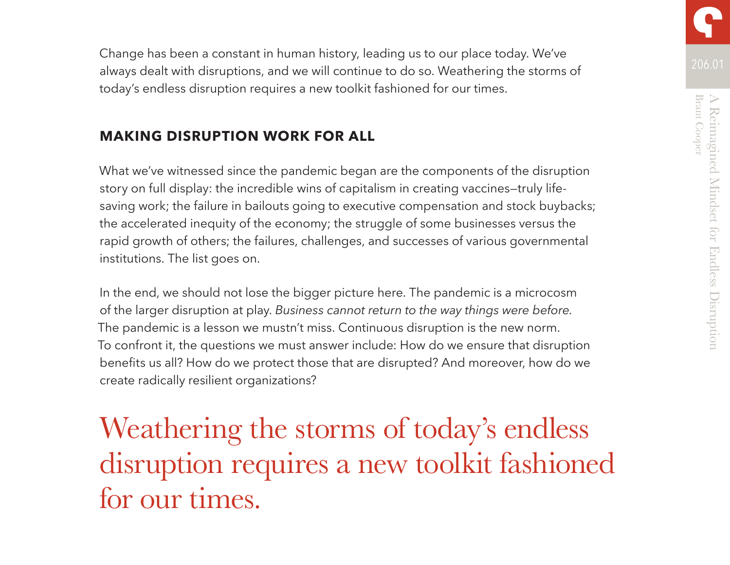Change has been a constant in human history, leading us to our place today. We've always dealt with disruptions, and we will continue to do so. Weathering the storms of today's endless disruption requires a new toolkit fashioned for our times.

## MAKING DISRUPTION WORK FOR ALL

What we've witnessed since the pandemic began are the components of the disruption story on full display: the incredible wins of capitalism in creating vaccines—truly life-saving work; the failure in bailouts going to executive compensation and stock buybacks; the accelerated inequity of the economy; the struggle of some businesses versus the rapid growth of others; the failures, challenges, and successes of various governmental institutions. The list goes on.

In the end, we should not lose the bigger picture here. The pandemic is a microcosm of the larger disruption at play. *Business cannot return to the way things were before.* The pandemic is a lesson we mustn't miss. Continuous disruption is the new norm. To confront it, the questions we must answer include: How do we ensure that disruption benefits us all? How do we protect those that are disrupted? And moreover, how do we create radically resilient organizations?

> Weathering the storms of today's endless disruption requires a new toolkit fashioned for our times.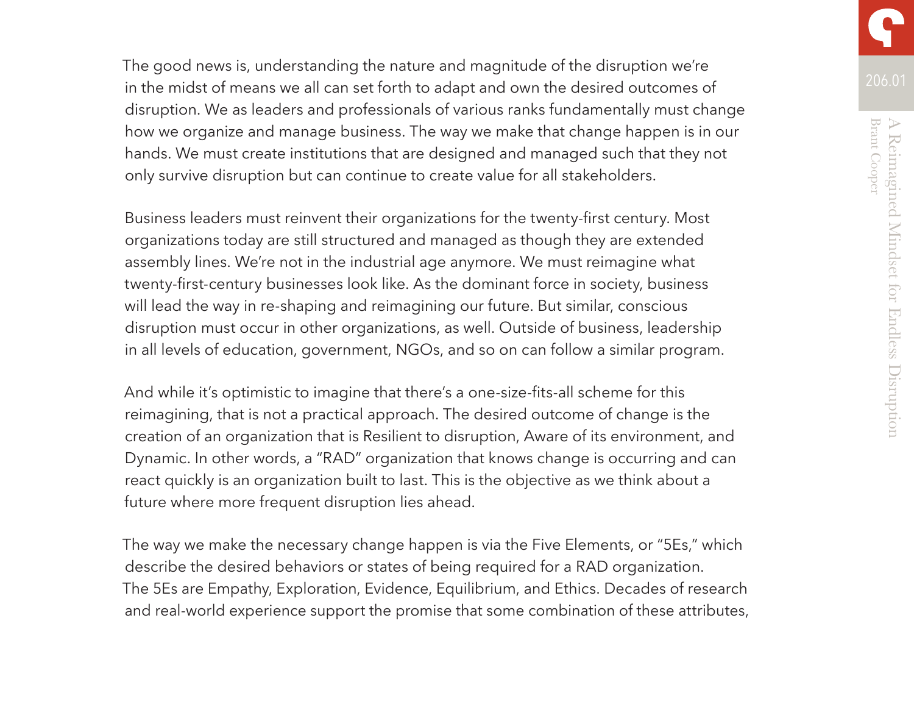The good news is, understanding the nature and magnitude of the disruption we're in the midst of means we all can set forth to adapt and own the desired outcomes of disruption. We as leaders and professionals of various ranks fundamentally must change how we organize and manage business. The way we make that change happen is in our hands. We must create institutions that are designed and managed such that they not only survive disruption but can continue to create value for all stakeholders.

Business leaders must reinvent their organizations for the twenty-first century. Most organizations today are still structured and managed as though they are extended assembly lines. We're not in the industrial age anymore. We must reimagine what twenty-first-century businesses look like. As the dominant force in society, business will lead the way in re-shaping and reimagining our future. But similar, conscious disruption must occur in other organizations, as well. Outside of business, leadership in all levels of education, government, NGOs, and so on can follow a similar program.

And while it's optimistic to imagine that there's a one-size-fits-all scheme for this reimagining, that is not a practical approach. The desired outcome of change is the creation of an organization that is Resilient to disruption, Aware of its environment, and Dynamic. In other words, a "RAD" organization that knows change is occurring and can react quickly is an organization built to last. This is the objective as we think about a future where more frequent disruption lies ahead.

The way we make the necessary change happen is via the Five Elements, or "5Es," which describe the desired behaviors or states of being required for a RAD organization. The 5Es are Empathy, Exploration, Evidence, Equilibrium, and Ethics. Decades of research and real-world experience support the promise that some combination of these attributes,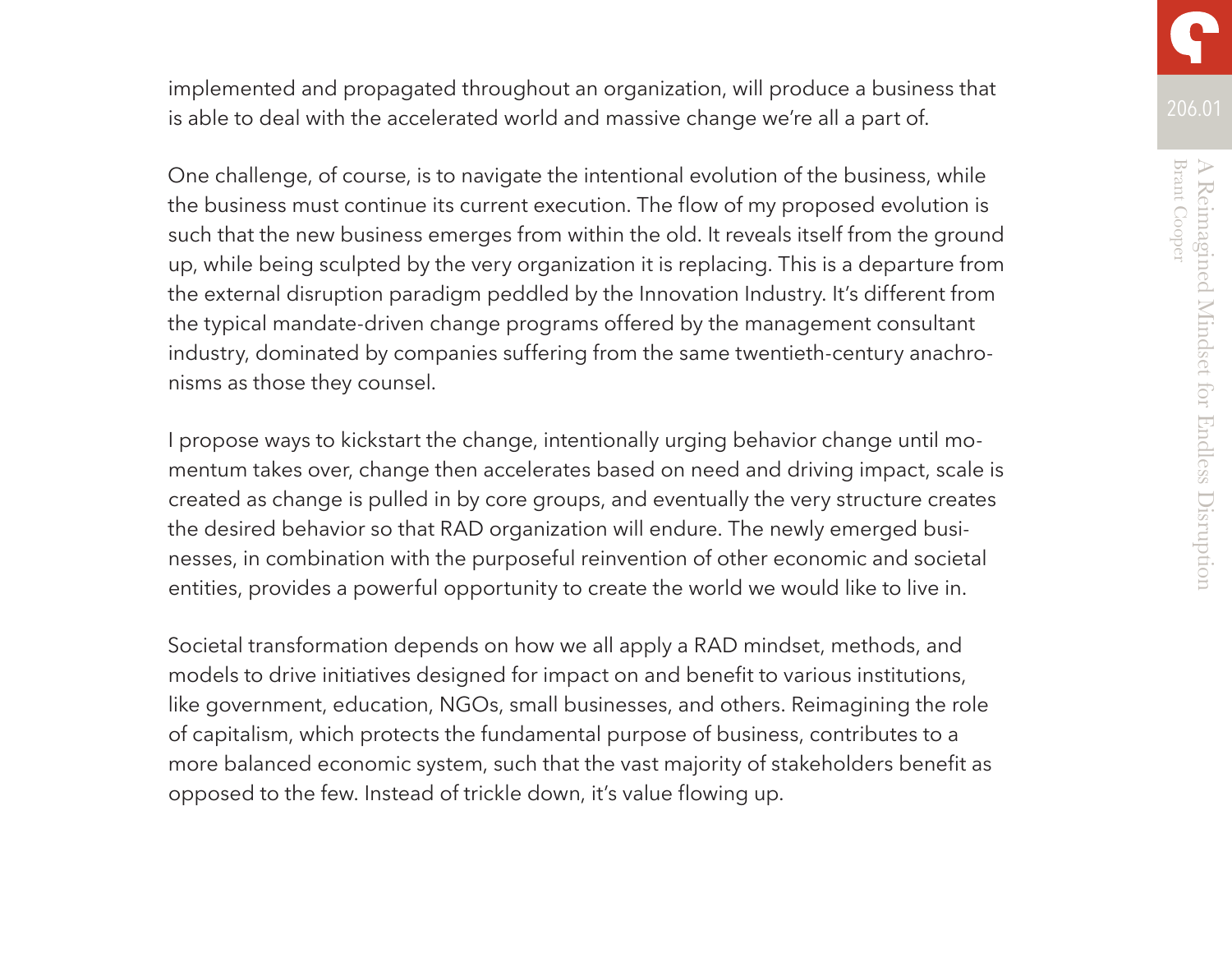implemented and propagated throughout an organization, will produce a business that is able to deal with the accelerated world and massive change we're all a part of.

One challenge, of course, is to navigate the intentional evolution of the business, while the business must continue its current execution. The flow of my proposed evolution is such that the new business emerges from within the old. It reveals itself from the ground up, while being sculpted by the very organization it is replacing. This is a departure from the external disruption paradigm peddled by the Innovation Industry. It's different from the typical mandate-driven change programs offered by the management consultant industry, dominated by companies suffering from the same twentieth-century anachronisms as those they counsel.

I propose ways to kickstart the change, intentionally urging behavior change until momentum takes over, change then accelerates based on need and driving impact, scale is created as change is pulled in by core groups, and eventually the very structure creates the desired behavior so that RAD organization will endure. The newly emerged businesses, in combination with the purposeful reinvention of other economic and societal entities, provides a powerful opportunity to create the world we would like to live in.

Societal transformation depends on how we all apply a RAD mindset, methods, and models to drive initiatives designed for impact on and benefit to various institutions, like government, education, NGOs, small businesses, and others. Reimagining the role of capitalism, which protects the fundamental purpose of business, contributes to a more balanced economic system, such that the vast majority of stakeholders benefit as opposed to the few. Instead of trickle down, it's value flowing up.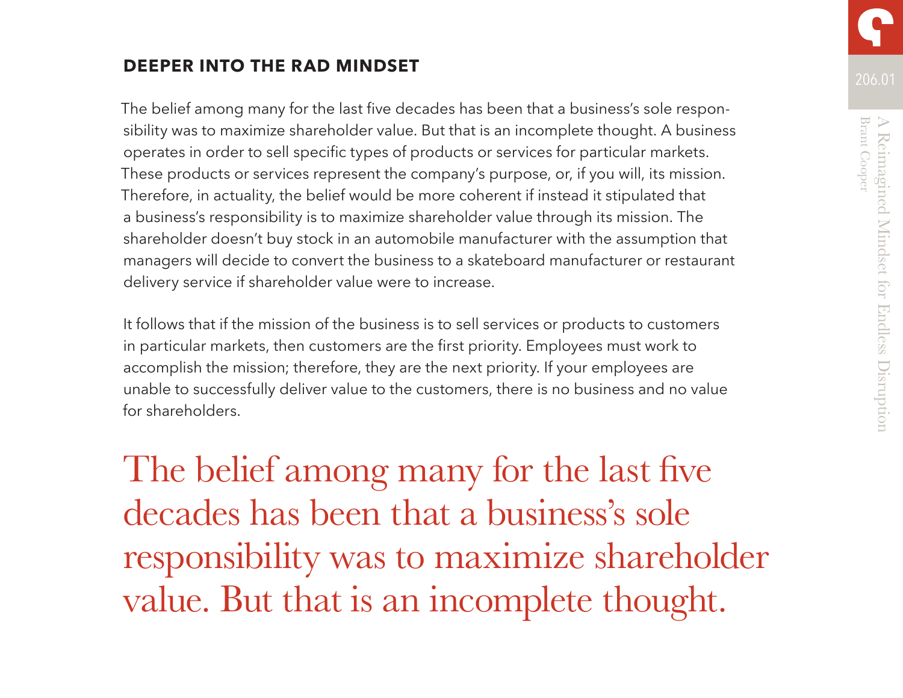## DEEPER INTO THE RAD MINDSET

The belief among many for the last five decades has been that a business's sole responsibility was to maximize shareholder value. But that is an incomplete thought. A business operates in order to sell specific types of products or services for particular markets. These products or services represent the company's purpose, or, if you will, its mission. Therefore, in actuality, the belief would be more coherent if instead it stipulated that a business's responsibility is to maximize shareholder value through its mission. The shareholder doesn't buy stock in an automobile manufacturer with the assumption that managers will decide to convert the business to a skateboard manufacturer or restaurant delivery service if shareholder value were to increase.

It follows that if the mission of the business is to sell services or products to customers in particular markets, then customers are the first priority. Employees must work to accomplish the mission; therefore, they are the next priority. If your employees are unable to successfully deliver value to the customers, there is no business and no value for shareholders.

> The belief among many for the last five decades has been that a business's sole responsibility was to maximize shareholder value. But that is an incomplete thought.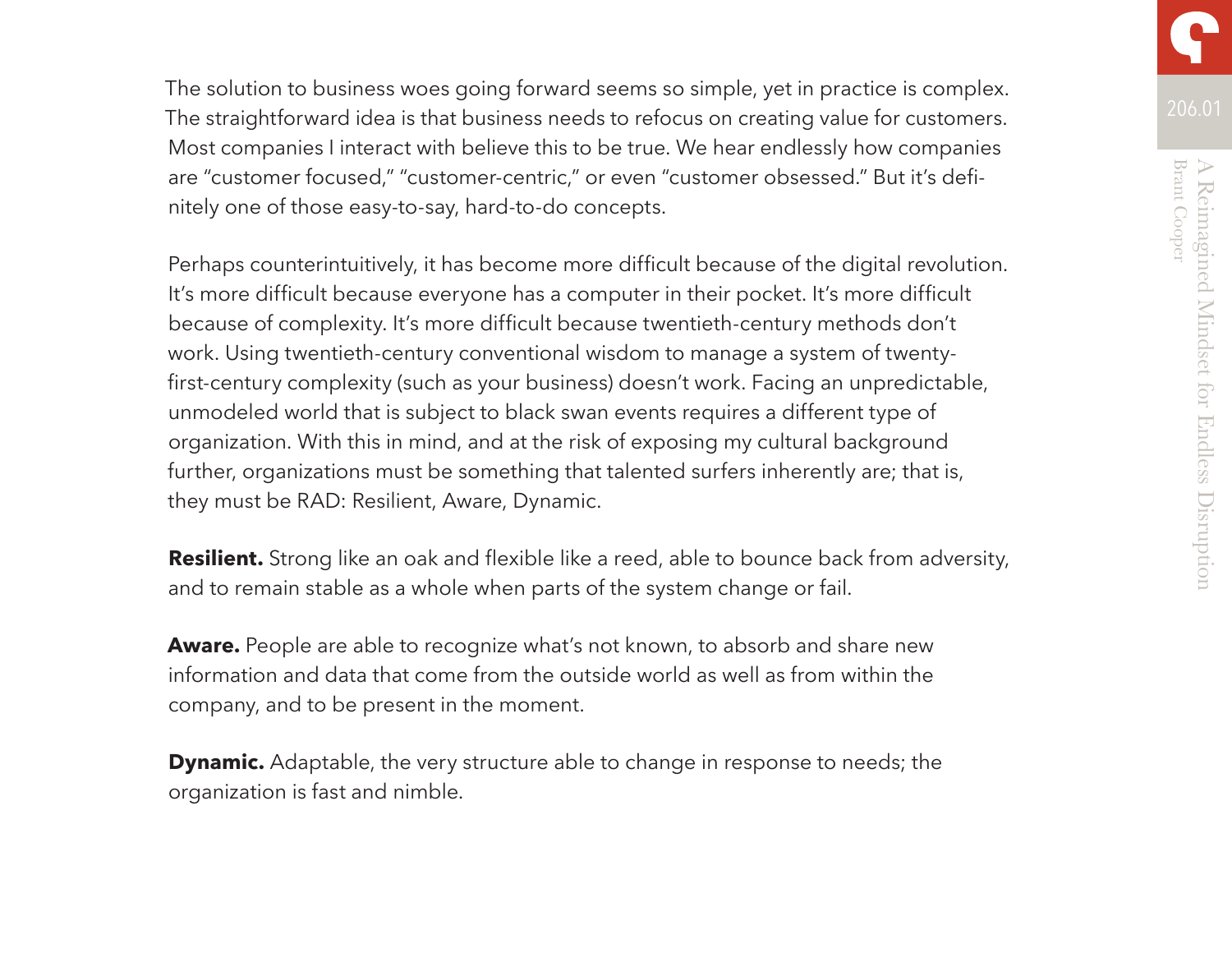The solution to business woes going forward seems so simple, yet in practice is complex. The straightforward idea is that business needs to refocus on creating value for customers. Most companies I interact with believe this to be true. We hear endlessly how companies are "customer focused," "customer-centric," or even "customer obsessed." But it's definitely one of those easy-to-say, hard-to-do concepts.

Perhaps counterintuitively, it has become more difficult because of the digital revolution. It's more difficult because everyone has a computer in their pocket. It's more difficult because of complexity. It's more difficult because twentieth-century methods don't work. Using twentieth-century conventional wisdom to manage a system of twenty-first-century complexity (such as your business) doesn't work. Facing an unpredictable, unmodeled world that is subject to black swan events requires a different type of organization. With this in mind, and at the risk of exposing my cultural background further, organizations must be something that talented surfers inherently are; that is, they must be RAD: Resilient, Aware, Dynamic.

**Resilient.** Strong like an oak and flexible like a reed, able to bounce back from adversity, and to remain stable as a whole when parts of the system change or fail.

**Aware.** People are able to recognize what's not known, to absorb and share new information and data that come from the outside world as well as from within the company, and to be present in the moment.

**Dynamic.** Adaptable, the very structure able to change in response to needs; the organization is fast and nimble.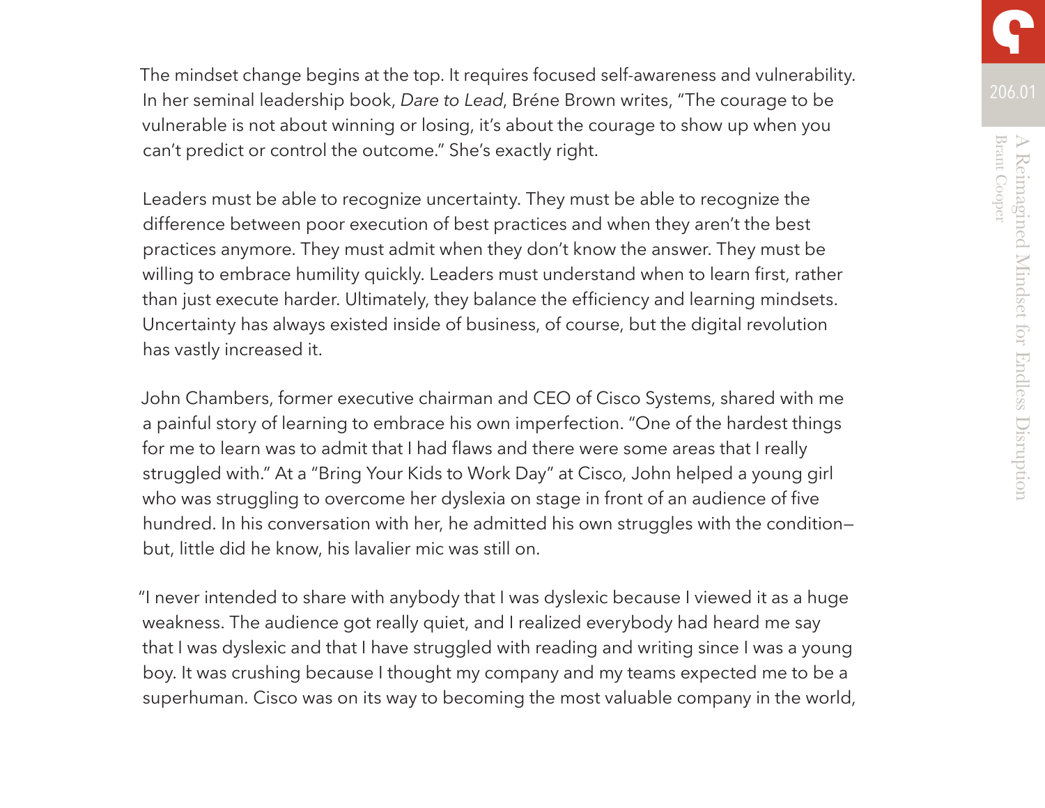The mindset change begins at the top. It requires focused self-awareness and vulnerability. In her seminal leadership book, *Dare to Lead*, Bréne Brown writes, "The courage to be vulnerable is not about winning or losing, it's about the courage to show up when you can't predict or control the outcome." She's exactly right.

Leaders must be able to recognize uncertainty. They must be able to recognize the difference between poor execution of best practices and when they aren't the best practices anymore. They must admit when they don't know the answer. They must be willing to embrace humility quickly. Leaders must understand when to learn first, rather than just execute harder. Ultimately, they balance the efficiency and learning mindsets. Uncertainty has always existed inside of business, of course, but the digital revolution has vastly increased it.

John Chambers, former executive chairman and CEO of Cisco Systems, shared with me a painful story of learning to embrace his own imperfection. "One of the hardest things for me to learn was to admit that I had flaws and there were some areas that I really struggled with." At a "Bring Your Kids to Work Day" at Cisco, John helped a young girl who was struggling to overcome her dyslexia on stage in front of an audience of five hundred. In his conversation with her, he admitted his own struggles with the condition—but, little did he know, his lavalier mic was still on.

"I never intended to share with anybody that I was dyslexic because I viewed it as a huge weakness. The audience got really quiet, and I realized everybody had heard me say that I was dyslexic and that I have struggled with reading and writing since I was a young boy. It was crushing because I thought my company and my teams expected me to be a superhuman. Cisco was on its way to becoming the most valuable company in the world,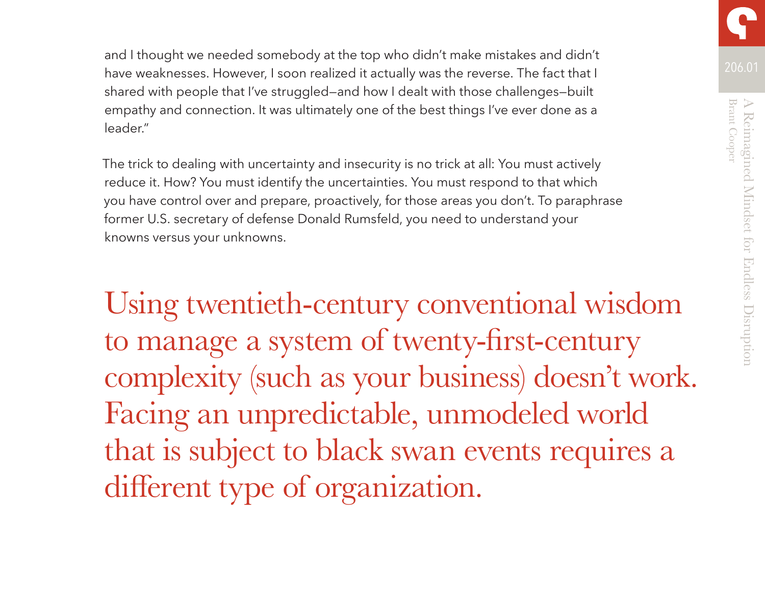and I thought we needed somebody at the top who didn't make mistakes and didn't have weaknesses. However, I soon realized it actually was the reverse. The fact that I shared with people that I've struggled—and how I dealt with those challenges—built empathy and connection. It was ultimately one of the best things I've ever done as a leader."

The trick to dealing with uncertainty and insecurity is no trick at all: You must actively reduce it. How? You must identify the uncertainties. You must respond to that which you have control over and prepare, proactively, for those areas you don't. To paraphrase former U.S. secretary of defense Donald Rumsfeld, you need to understand your knowns versus your unknowns.

> Using twentieth-century conventional wisdom to manage a system of twenty-first-century complexity (such as your business) doesn't work. Facing an unpredictable, unmodeled world that is subject to black swan events requires a different type of organization.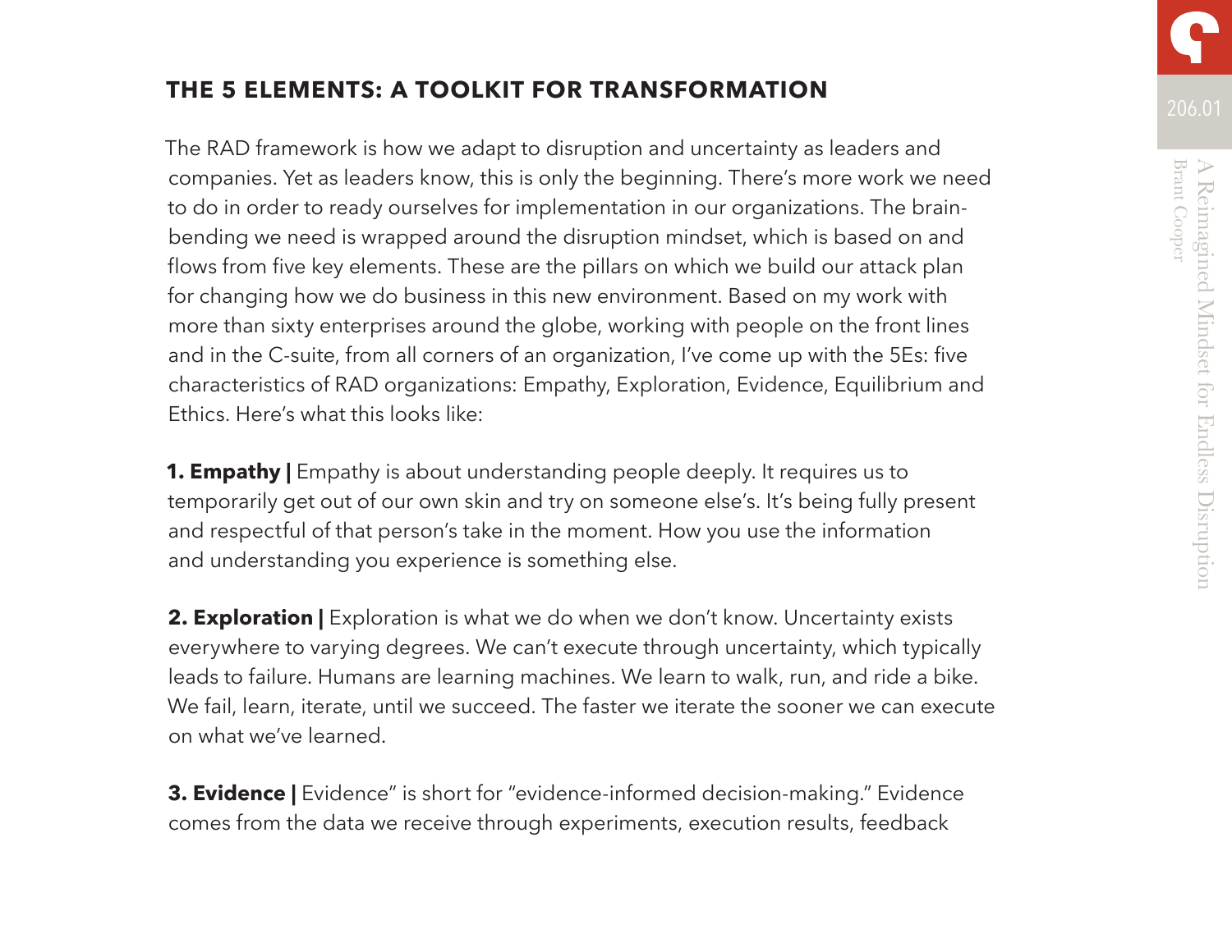## THE 5 ELEMENTS: A TOOLKIT FOR TRANSFORMATION

The RAD framework is how we adapt to disruption and uncertainty as leaders and companies. Yet as leaders know, this is only the beginning. There's more work we need to do in order to ready ourselves for implementation in our organizations. The brain-bending we need is wrapped around the disruption mindset, which is based on and flows from five key elements. These are the pillars on which we build our attack plan for changing how we do business in this new environment. Based on my work with more than sixty enterprises around the globe, working with people on the front lines and in the C-suite, from all corners of an organization, I've come up with the 5Es: five characteristics of RAD organizations: Empathy, Exploration, Evidence, Equilibrium and Ethics. Here's what this looks like:

**1. Empathy |** Empathy is about understanding people deeply. It requires us to temporarily get out of our own skin and try on someone else's. It's being fully present and respectful of that person's take in the moment. How you use the information and understanding you experience is something else.

**2. Exploration |** Exploration is what we do when we don't know. Uncertainty exists everywhere to varying degrees. We can't execute through uncertainty, which typically leads to failure. Humans are learning machines. We learn to walk, run, and ride a bike. We fail, learn, iterate, until we succeed. The faster we iterate the sooner we can execute on what we've learned.

**3. Evidence |** Evidence" is short for "evidence-informed decision-making." Evidence comes from the data we receive through experiments, execution results, feedback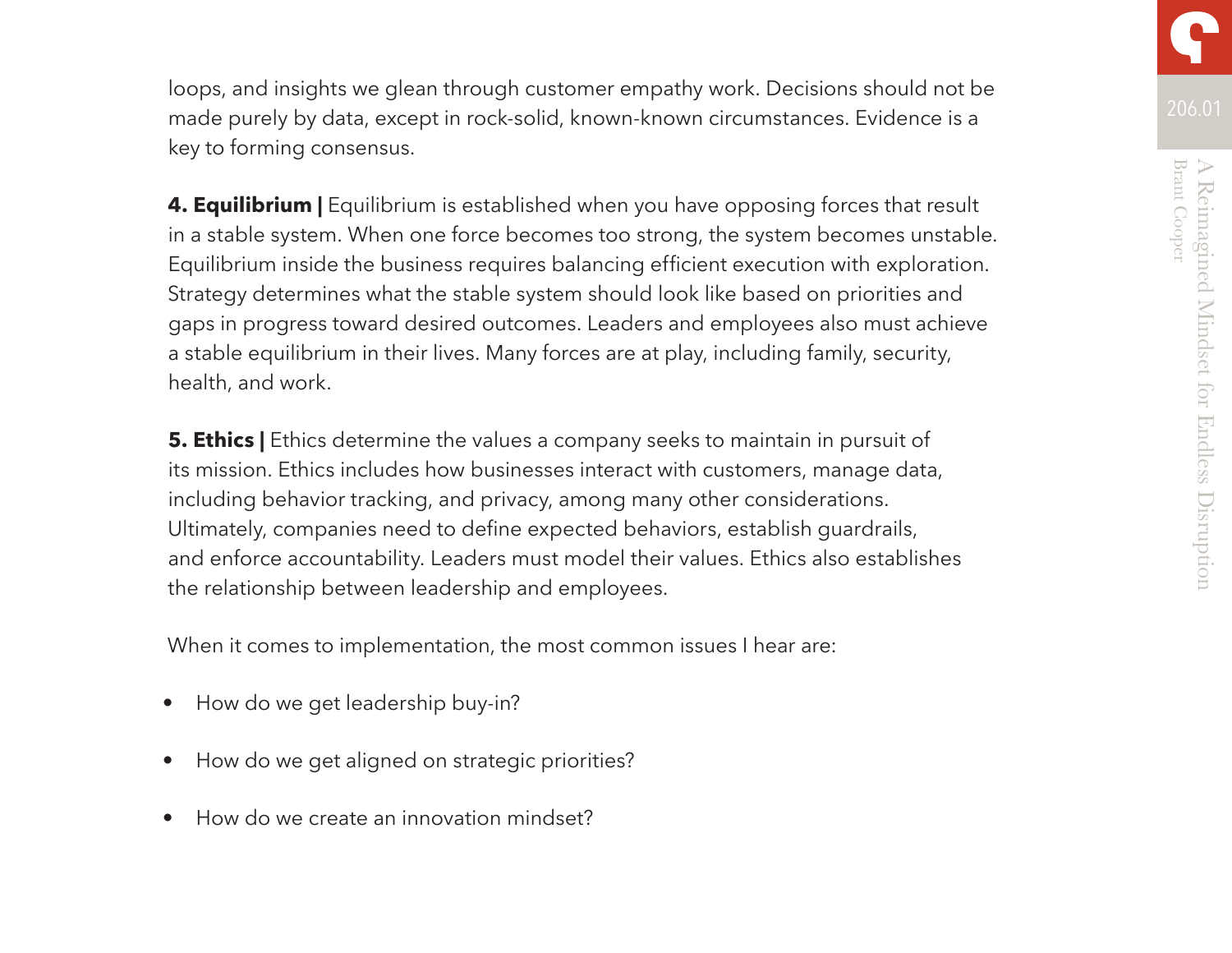loops, and insights we glean through customer empathy work. Decisions should not be made purely by data, except in rock-solid, known-known circumstances. Evidence is a key to forming consensus.

**4. Equilibrium |** Equilibrium is established when you have opposing forces that result in a stable system. When one force becomes too strong, the system becomes unstable. Equilibrium inside the business requires balancing efficient execution with exploration. Strategy determines what the stable system should look like based on priorities and gaps in progress toward desired outcomes. Leaders and employees also must achieve a stable equilibrium in their lives. Many forces are at play, including family, security, health, and work.

**5. Ethics |** Ethics determine the values a company seeks to maintain in pursuit of its mission. Ethics includes how businesses interact with customers, manage data, including behavior tracking, and privacy, among many other considerations. Ultimately, companies need to define expected behaviors, establish guardrails, and enforce accountability. Leaders must model their values. Ethics also establishes the relationship between leadership and employees.

When it comes to implementation, the most common issues I hear are:

- How do we get leadership buy-in?
- How do we get aligned on strategic priorities?
- How do we create an innovation mindset?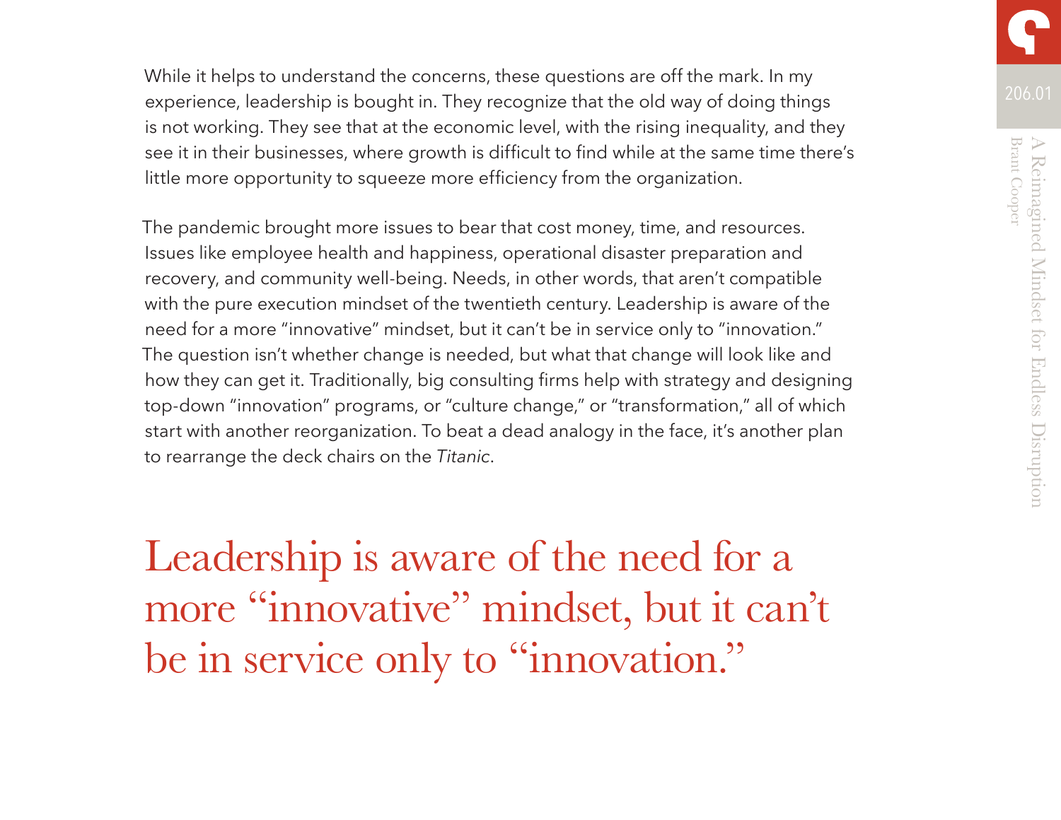While it helps to understand the concerns, these questions are off the mark. In my experience, leadership is bought in. They recognize that the old way of doing things is not working. They see that at the economic level, with the rising inequality, and they see it in their businesses, where growth is difficult to find while at the same time there's little more opportunity to squeeze more efficiency from the organization.

The pandemic brought more issues to bear that cost money, time, and resources. Issues like employee health and happiness, operational disaster preparation and recovery, and community well-being. Needs, in other words, that aren't compatible with the pure execution mindset of the twentieth century. Leadership is aware of the need for a more "innovative" mindset, but it can't be in service only to "innovation." The question isn't whether change is needed, but what that change will look like and how they can get it. Traditionally, big consulting firms help with strategy and designing top-down "innovation" programs, or "culture change," or "transformation," all of which start with another reorganization. To beat a dead analogy in the face, it's another plan to rearrange the deck chairs on the *Titanic*.

> Leadership is aware of the need for a more "innovative" mindset, but it can't be in service only to "innovation."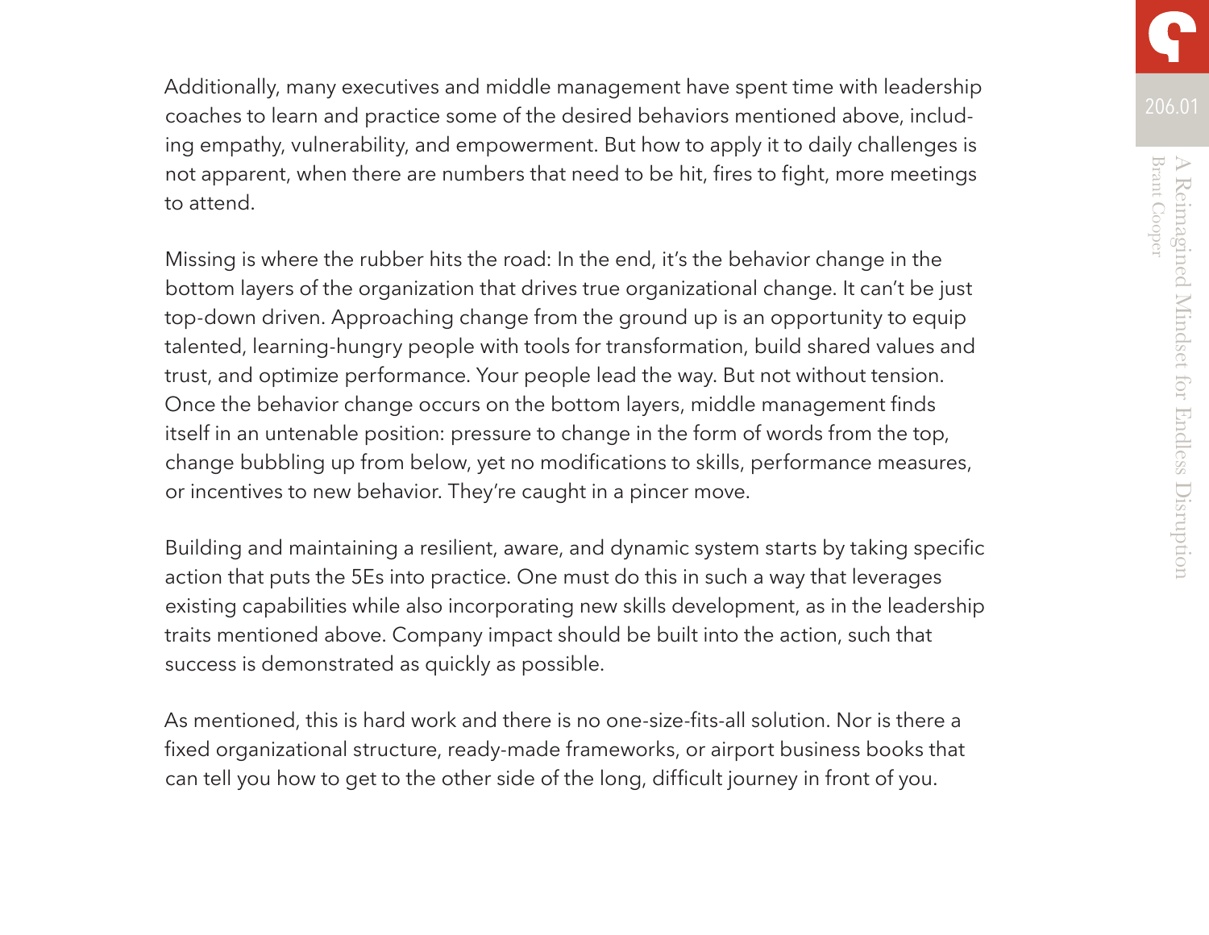Additionally, many executives and middle management have spent time with leadership coaches to learn and practice some of the desired behaviors mentioned above, including empathy, vulnerability, and empowerment. But how to apply it to daily challenges is not apparent, when there are numbers that need to be hit, fires to fight, more meetings to attend.

Missing is where the rubber hits the road: In the end, it's the behavior change in the bottom layers of the organization that drives true organizational change. It can't be just top-down driven. Approaching change from the ground up is an opportunity to equip talented, learning-hungry people with tools for transformation, build shared values and trust, and optimize performance. Your people lead the way. But not without tension. Once the behavior change occurs on the bottom layers, middle management finds itself in an untenable position: pressure to change in the form of words from the top, change bubbling up from below, yet no modifications to skills, performance measures, or incentives to new behavior. They're caught in a pincer move.

Building and maintaining a resilient, aware, and dynamic system starts by taking specific action that puts the 5Es into practice. One must do this in such a way that leverages existing capabilities while also incorporating new skills development, as in the leadership traits mentioned above. Company impact should be built into the action, such that success is demonstrated as quickly as possible.

As mentioned, this is hard work and there is no one-size-fits-all solution. Nor is there a fixed organizational structure, ready-made frameworks, or airport business books that can tell you how to get to the other side of the long, difficult journey in front of you.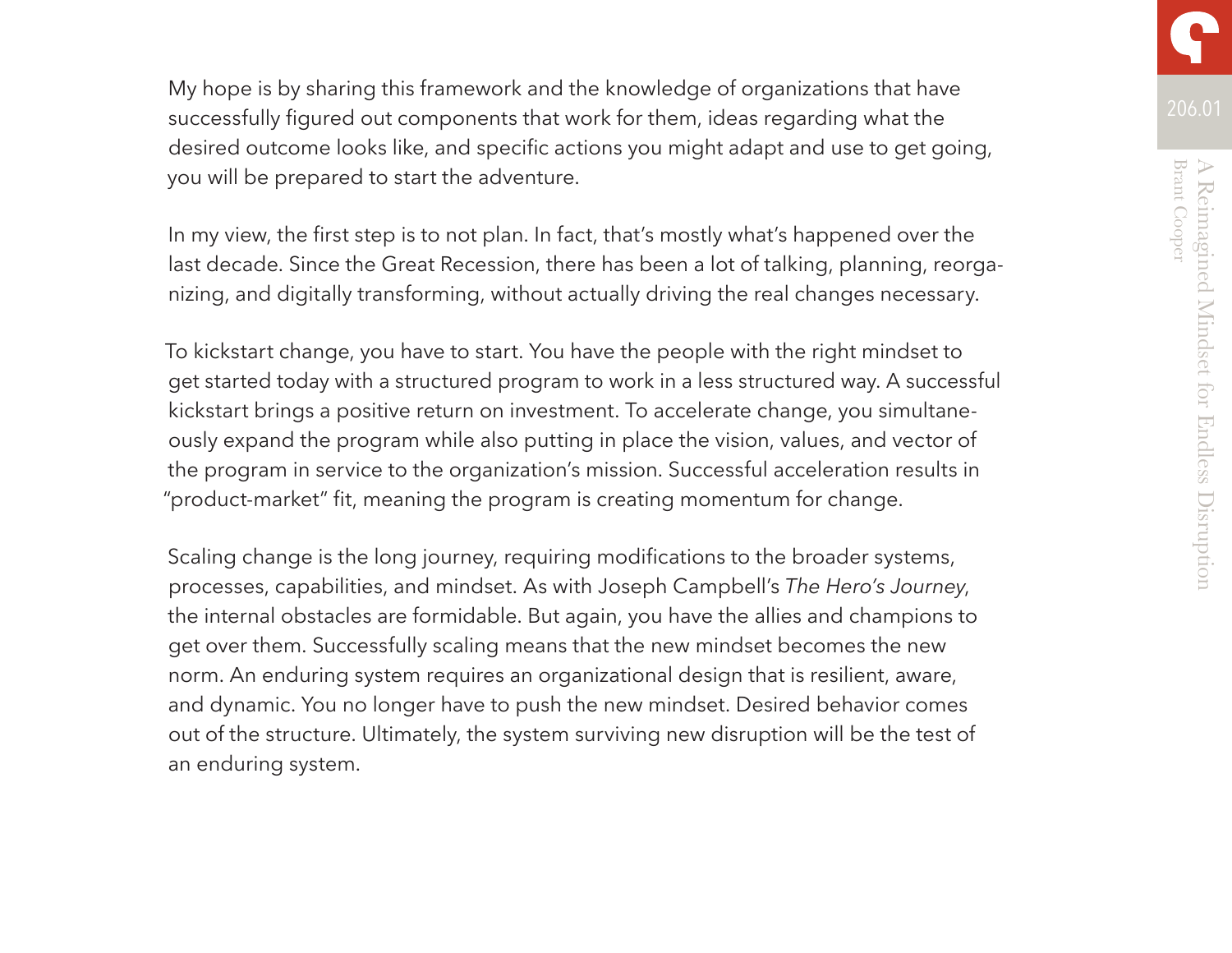My hope is by sharing this framework and the knowledge of organizations that have successfully figured out components that work for them, ideas regarding what the desired outcome looks like, and specific actions you might adapt and use to get going, you will be prepared to start the adventure.

In my view, the first step is to not plan. In fact, that's mostly what's happened over the last decade. Since the Great Recession, there has been a lot of talking, planning, reorganizing, and digitally transforming, without actually driving the real changes necessary.

To kickstart change, you have to start. You have the people with the right mindset to get started today with a structured program to work in a less structured way. A successful kickstart brings a positive return on investment. To accelerate change, you simultaneously expand the program while also putting in place the vision, values, and vector of the program in service to the organization's mission. Successful acceleration results in "product-market" fit, meaning the program is creating momentum for change.

Scaling change is the long journey, requiring modifications to the broader systems, processes, capabilities, and mindset. As with Joseph Campbell's *The Hero's Journey*, the internal obstacles are formidable. But again, you have the allies and champions to get over them. Successfully scaling means that the new mindset becomes the new norm. An enduring system requires an organizational design that is resilient, aware, and dynamic. You no longer have to push the new mindset. Desired behavior comes out of the structure. Ultimately, the system surviving new disruption will be the test of an enduring system.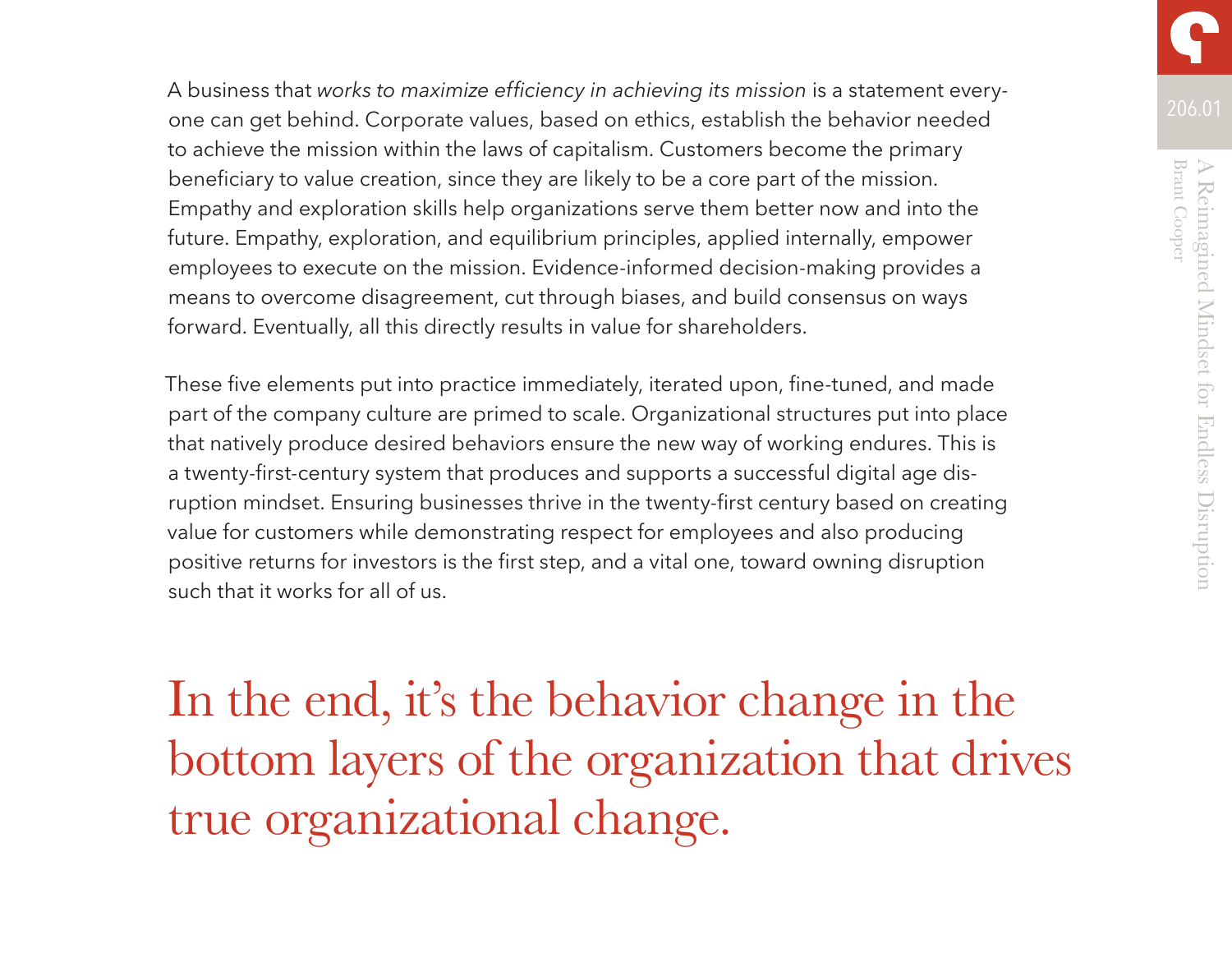A business that *works to maximize efficiency in achieving its mission* is a statement everyone can get behind. Corporate values, based on ethics, establish the behavior needed to achieve the mission within the laws of capitalism. Customers become the primary beneficiary to value creation, since they are likely to be a core part of the mission. Empathy and exploration skills help organizations serve them better now and into the future. Empathy, exploration, and equilibrium principles, applied internally, empower employees to execute on the mission. Evidence-informed decision-making provides a means to overcome disagreement, cut through biases, and build consensus on ways forward. Eventually, all this directly results in value for shareholders.

These five elements put into practice immediately, iterated upon, fine-tuned, and made part of the company culture are primed to scale. Organizational structures put into place that natively produce desired behaviors ensure the new way of working endures. This is a twenty-first-century system that produces and supports a successful digital age disruption mindset. Ensuring businesses thrive in the twenty-first century based on creating value for customers while demonstrating respect for employees and also producing positive returns for investors is the first step, and a vital one, toward owning disruption such that it works for all of us.

> In the end, it's the behavior change in the bottom layers of the organization that drives true organizational change.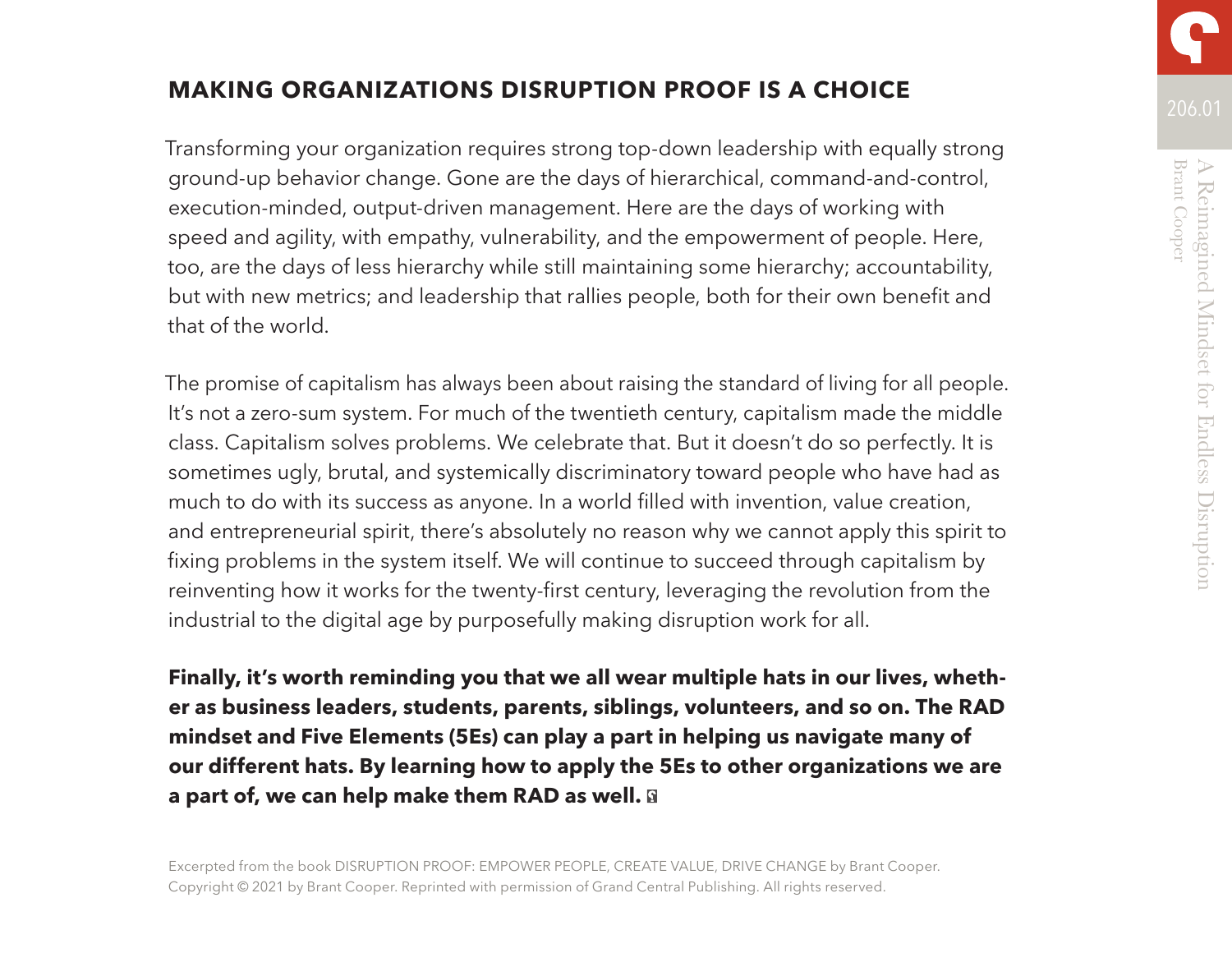## MAKING ORGANIZATIONS DISRUPTION PROOF IS A CHOICE

Transforming your organization requires strong top-down leadership with equally strong ground-up behavior change. Gone are the days of hierarchical, command-and-control, execution-minded, output-driven management. Here are the days of working with speed and agility, with empathy, vulnerability, and the empowerment of people. Here, too, are the days of less hierarchy while still maintaining some hierarchy; accountability, but with new metrics; and leadership that rallies people, both for their own benefit and that of the world.

The promise of capitalism has always been about raising the standard of living for all people. It's not a zero-sum system. For much of the twentieth century, capitalism made the middle class. Capitalism solves problems. We celebrate that. But it doesn't do so perfectly. It is sometimes ugly, brutal, and systemically discriminatory toward people who have had as much to do with its success as anyone. In a world filled with invention, value creation, and entrepreneurial spirit, there's absolutely no reason why we cannot apply this spirit to fixing problems in the system itself. We will continue to succeed through capitalism by reinventing how it works for the twenty-first century, leveraging the revolution from the industrial to the digital age by purposefully making disruption work for all.

**Finally, it's worth reminding you that we all wear multiple hats in our lives, whether as business leaders, students, parents, siblings, volunteers, and so on. The RAD mindset and Five Elements (5Es) can play a part in helping us navigate many of our different hats. By learning how to apply the 5Es to other organizations we are a part of, we can help make them RAD as well.**

Excerpted from the book DISRUPTION PROOF: EMPOWER PEOPLE, CREATE VALUE, DRIVE CHANGE by Brant Cooper. Copyright © 2021 by Brant Cooper. Reprinted with permission of Grand Central Publishing. All rights reserved.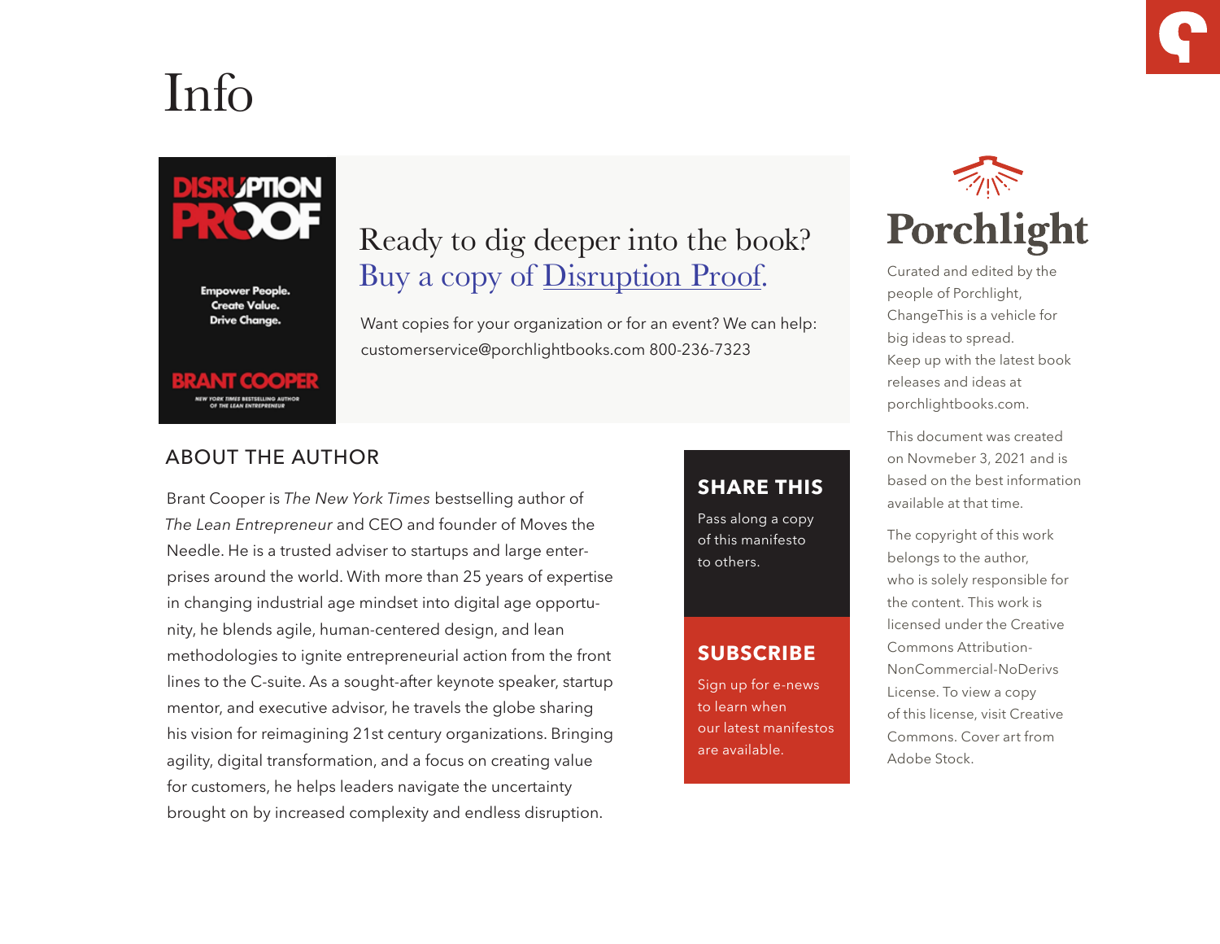# Info

Ready to dig deeper into the book?
Buy a copy of Disruption Proof.

Want copies for your organization or for an event? We can help:
customerservice@porchlightbooks.com 800-236-7323

## ABOUT THE AUTHOR

Brant Cooper is *The New York Times* bestselling author of *The Lean Entrepreneur* and CEO and founder of Moves the Needle. He is a trusted adviser to startups and large enterprises around the world. With more than 25 years of expertise in changing industrial age mindset into digital age opportunity, he blends agile, human-centered design, and lean methodologies to ignite entrepreneurial action from the front lines to the C-suite. As a sought-after keynote speaker, startup mentor, and executive advisor, he travels the globe sharing his vision for reimagining 21st century organizations. Bringing agility, digital transformation, and a focus on creating value for customers, he helps leaders navigate the uncertainty brought on by increased complexity and endless disruption.

**SHARE THIS**

Pass along a copy of this manifesto to others.

**SUBSCRIBE**

Sign up for e-news to learn when our latest manifestos are available.

Porchlight

Curated and edited by the people of Porchlight, ChangeThis is a vehicle for big ideas to spread. Keep up with the latest book releases and ideas at porchlightbooks.com.

This document was created on Novmeber 3, 2021 and is based on the best information available at that time.

The copyright of this work belongs to the author, who is solely responsible for the content. This work is licensed under the Creative Commons Attribution-NonCommercial-NoDerivs License. To view a copy of this license, visit Creative Commons. Cover art from Adobe Stock.